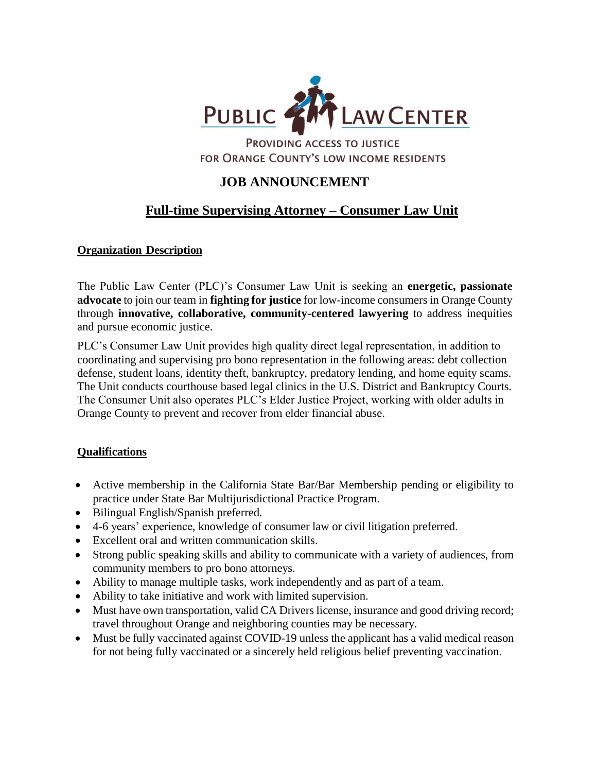**PUBLIC LAW CENTER**

PROVIDING ACCESS TO JUSTICE FOR ORANGE COUNTY'S LOW INCOME RESIDENTS

# JOB ANNOUNCEMENT

## Full-time Supervising Attorney – Consumer Law Unit

### Organization Description

The Public Law Center (PLC)'s Consumer Law Unit is seeking an **energetic, passionate advocate** to join our team in **fighting for justice** for low-income consumers in Orange County through **innovative, collaborative, community-centered lawyering** to address inequities and pursue economic justice.

PLC's Consumer Law Unit provides high quality direct legal representation, in addition to coordinating and supervising pro bono representation in the following areas: debt collection defense, student loans, identity theft, bankruptcy, predatory lending, and home equity scams. The Unit conducts courthouse based legal clinics in the U.S. District and Bankruptcy Courts. The Consumer Unit also operates PLC's Elder Justice Project, working with older adults in Orange County to prevent and recover from elder financial abuse.

### Qualifications

- Active membership in the California State Bar/Bar Membership pending or eligibility to practice under State Bar Multijurisdictional Practice Program.
- Bilingual English/Spanish preferred.
- 4-6 years' experience, knowledge of consumer law or civil litigation preferred.
- Excellent oral and written communication skills.
- Strong public speaking skills and ability to communicate with a variety of audiences, from community members to pro bono attorneys.
- Ability to manage multiple tasks, work independently and as part of a team.
- Ability to take initiative and work with limited supervision.
- Must have own transportation, valid CA Drivers license, insurance and good driving record; travel throughout Orange and neighboring counties may be necessary.
- Must be fully vaccinated against COVID-19 unless the applicant has a valid medical reason for not being fully vaccinated or a sincerely held religious belief preventing vaccination.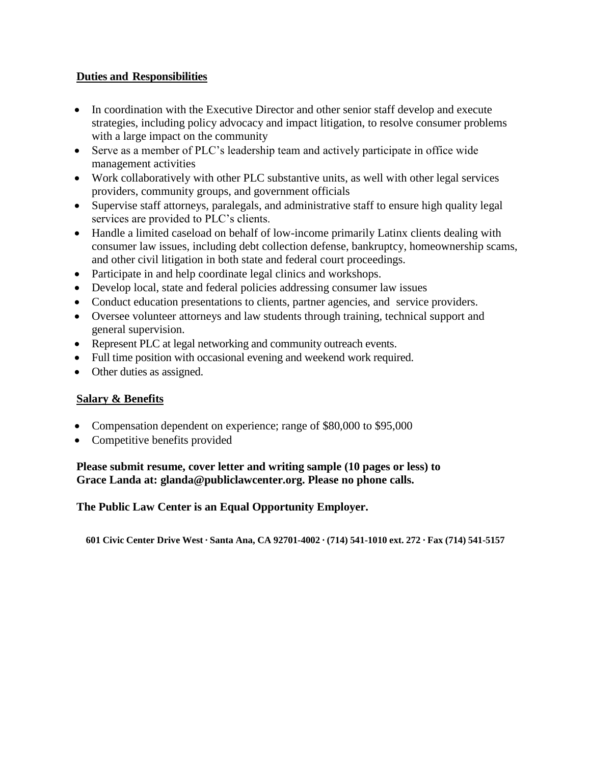**<u>Duties and Responsibilities</u>**

- In coordination with the Executive Director and other senior staff develop and execute strategies, including policy advocacy and impact litigation, to resolve consumer problems with a large impact on the community
- Serve as a member of PLC's leadership team and actively participate in office wide management activities
- Work collaboratively with other PLC substantive units, as well with other legal services providers, community groups, and government officials
- Supervise staff attorneys, paralegals, and administrative staff to ensure high quality legal services are provided to PLC's clients.
- Handle a limited caseload on behalf of low-income primarily Latinx clients dealing with consumer law issues, including debt collection defense, bankruptcy, homeownership scams, and other civil litigation in both state and federal court proceedings.
- Participate in and help coordinate legal clinics and workshops.
- Develop local, state and federal policies addressing consumer law issues
- Conduct education presentations to clients, partner agencies, and service providers.
- Oversee volunteer attorneys and law students through training, technical support and general supervision.
- Represent PLC at legal networking and community outreach events.
- Full time position with occasional evening and weekend work required.
- Other duties as assigned.

**<u>Salary & Benefits</u>**

- Compensation dependent on experience; range of $80,000 to $95,000
- Competitive benefits provided

**Please submit resume, cover letter and writing sample (10 pages or less) to Grace Landa at: glanda@publiclawcenter.org. Please no phone calls.**

**The Public Law Center is an Equal Opportunity Employer.**

**601 Civic Center Drive West · Santa Ana, CA 92701-4002 · (714) 541-1010 ext. 272 · Fax (714) 541-5157**